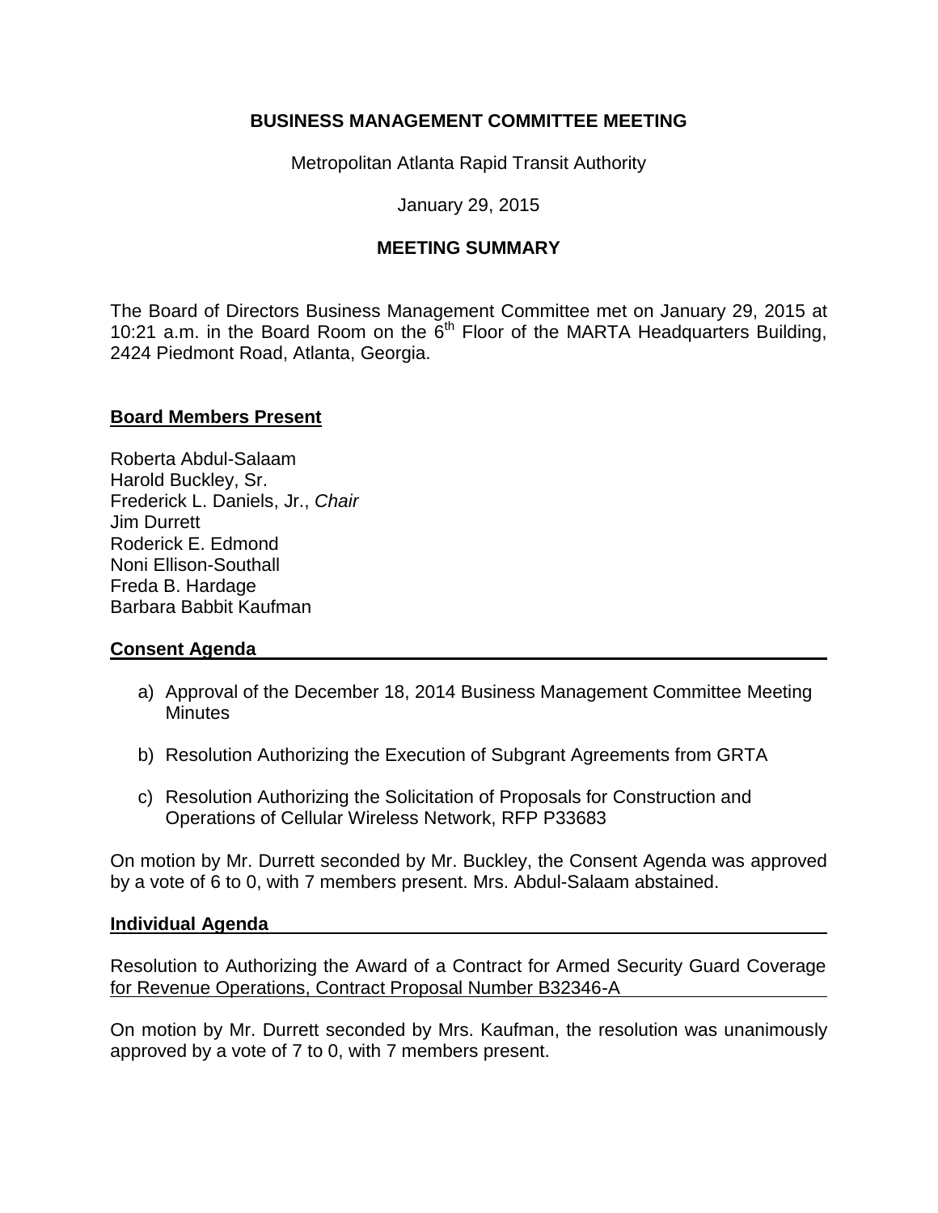**BUSINESS MANAGEMENT COMMITTEE MEETING**

Metropolitan Atlanta Rapid Transit Authority

January 29, 2015

**MEETING SUMMARY**

The Board of Directors Business Management Committee met on January 29, 2015 at 10:21 a.m. in the Board Room on the 6th Floor of the MARTA Headquarters Building, 2424 Piedmont Road, Atlanta, Georgia.

**Board Members Present**

Roberta Abdul-Salaam
Harold Buckley, Sr.
Frederick L. Daniels, Jr., *Chair*
Jim Durrett
Roderick E. Edmond
Noni Ellison-Southall
Freda B. Hardage
Barbara Babbit Kaufman

**Consent Agenda**

a) Approval of the December 18, 2014 Business Management Committee Meeting Minutes

b) Resolution Authorizing the Execution of Subgrant Agreements from GRTA

c) Resolution Authorizing the Solicitation of Proposals for Construction and Operations of Cellular Wireless Network, RFP P33683

On motion by Mr. Durrett seconded by Mr. Buckley, the Consent Agenda was approved by a vote of 6 to 0, with 7 members present. Mrs. Abdul-Salaam abstained.

**Individual Agenda**

Resolution to Authorizing the Award of a Contract for Armed Security Guard Coverage for Revenue Operations, Contract Proposal Number B32346-A

On motion by Mr. Durrett seconded by Mrs. Kaufman, the resolution was unanimously approved by a vote of 7 to 0, with 7 members present.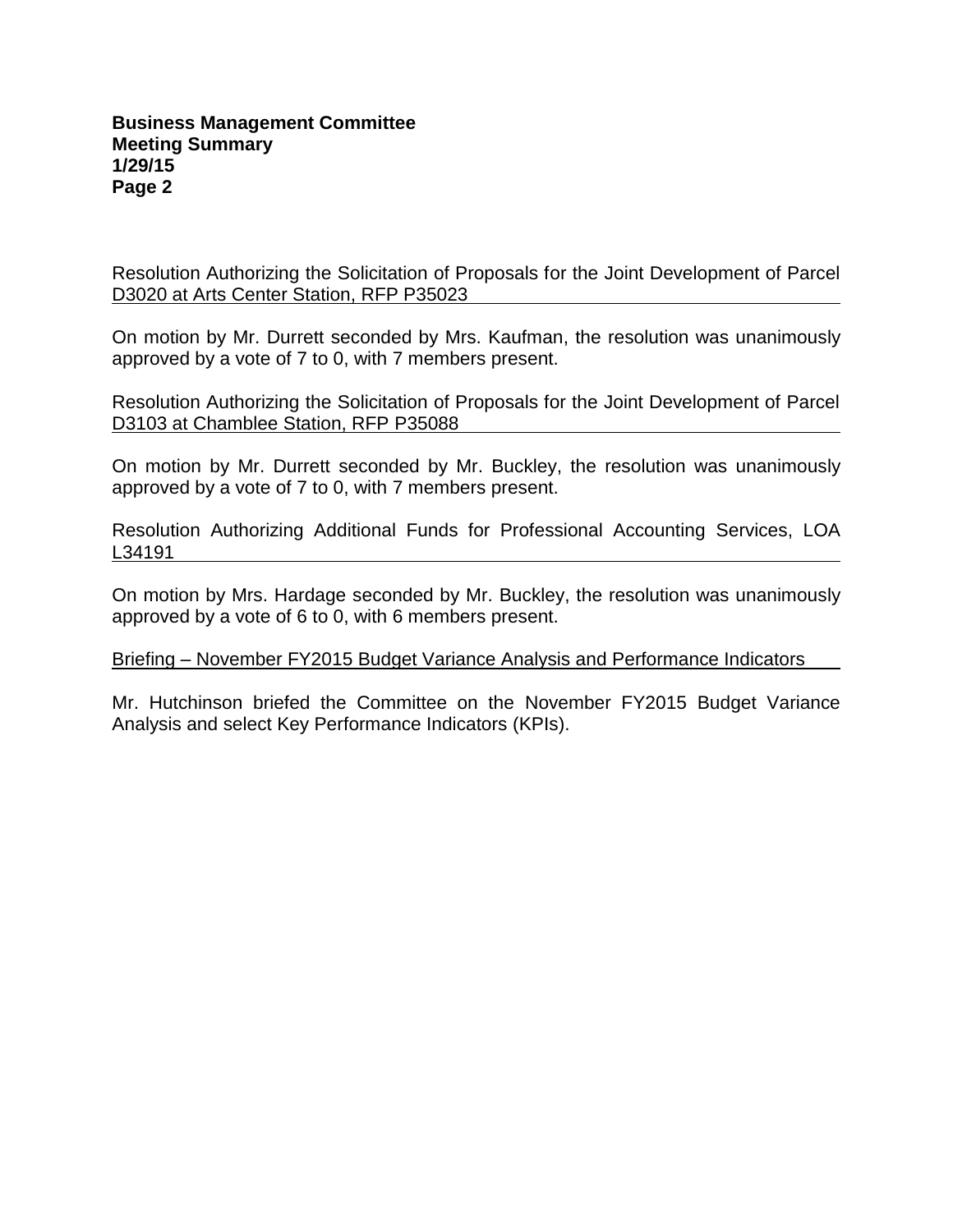Resolution Authorizing the Solicitation of Proposals for the Joint Development of Parcel D3020 at Arts Center Station, RFP P35023

On motion by Mr. Durrett seconded by Mrs. Kaufman, the resolution was unanimously approved by a vote of 7 to 0, with 7 members present.

Resolution Authorizing the Solicitation of Proposals for the Joint Development of Parcel D3103 at Chamblee Station, RFP P35088

On motion by Mr. Durrett seconded by Mr. Buckley, the resolution was unanimously approved by a vote of 7 to 0, with 7 members present.

Resolution Authorizing Additional Funds for Professional Accounting Services, LOA L34191

On motion by Mrs. Hardage seconded by Mr. Buckley, the resolution was unanimously approved by a vote of 6 to 0, with 6 members present.

Briefing – November FY2015 Budget Variance Analysis and Performance Indicators

Mr. Hutchinson briefed the Committee on the November FY2015 Budget Variance Analysis and select Key Performance Indicators (KPIs).